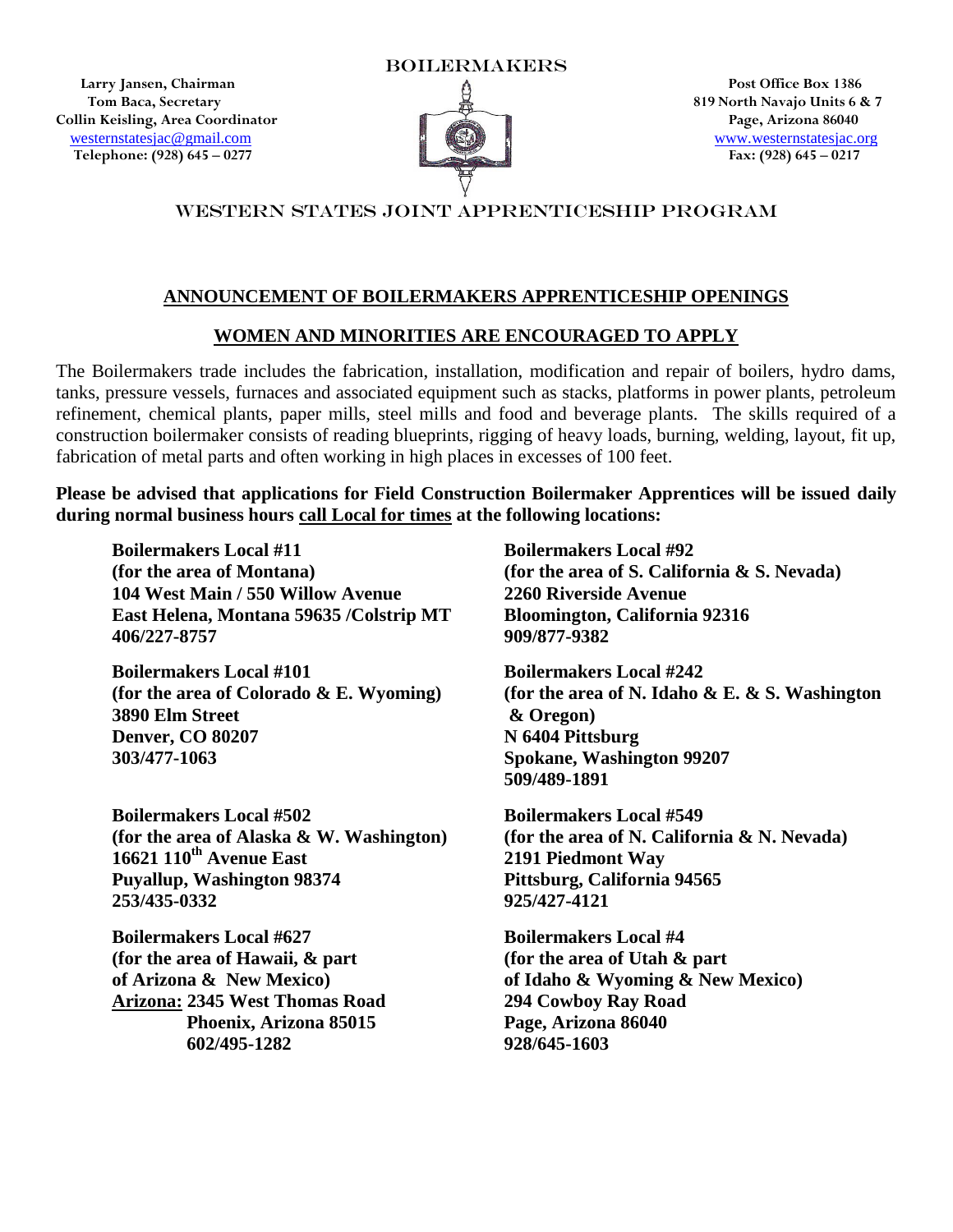BOILERMAKERS

**Larry Jansen, Chairman**
**Tom Baca, Secretary**
**Collin Keisling, Area Coordinator**
westernstatesjac@gmail.com
**Telephone: (928) 645 – 0277**

**Post Office Box 1386**
**819 North Navajo Units 6 & 7**
**Page, Arizona 86040**
www.westernstatesjac.org
**Fax: (928) 645 – 0217**

WESTERN STATES JOINT APPRENTICESHIP PROGRAM

## ANNOUNCEMENT OF BOILERMAKERS APPRENTICESHIP OPENINGS

## WOMEN AND MINORITIES ARE ENCOURAGED TO APPLY

The Boilermakers trade includes the fabrication, installation, modification and repair of boilers, hydro dams, tanks, pressure vessels, furnaces and associated equipment such as stacks, platforms in power plants, petroleum refinement, chemical plants, paper mills, steel mills and food and beverage plants. The skills required of a construction boilermaker consists of reading blueprints, rigging of heavy loads, burning, welding, layout, fit up, fabrication of metal parts and often working in high places in excesses of 100 feet.

**Please be advised that applications for Field Construction Boilermaker Apprentices will be issued daily during normal business hours call Local for times at the following locations:**

**Boilermakers Local #11**
**(for the area of Montana)**
**104 West Main / 550 Willow Avenue**
**East Helena, Montana 59635 /Colstrip MT**
**406/227-8757**

**Boilermakers Local #92**
**(for the area of S. California & S. Nevada)**
**2260 Riverside Avenue**
**Bloomington, California 92316**
**909/877-9382**

**Boilermakers Local #101**
**(for the area of Colorado & E. Wyoming)**
**3890 Elm Street**
**Denver, CO 80207**
**303/477-1063**

**Boilermakers Local #242**
**(for the area of N. Idaho & E. & S. Washington & Oregon)**
**N 6404 Pittsburg**
**Spokane, Washington 99207**
**509/489-1891**

**Boilermakers Local #502**
**(for the area of Alaska & W. Washington)**
**16621 110th Avenue East**
**Puyallup, Washington 98374**
**253/435-0332**

**Boilermakers Local #549**
**(for the area of N. California & N. Nevada)**
**2191 Piedmont Way**
**Pittsburg, California 94565**
**925/427-4121**

**Boilermakers Local #627**
**(for the area of Hawaii, & part of Arizona & New Mexico)**
**Arizona: 2345 West Thomas Road**
**Phoenix, Arizona 85015**
**602/495-1282**

**Boilermakers Local #4**
**(for the area of Utah & part of Idaho & Wyoming & New Mexico)**
**294 Cowboy Ray Road**
**Page, Arizona 86040**
**928/645-1603**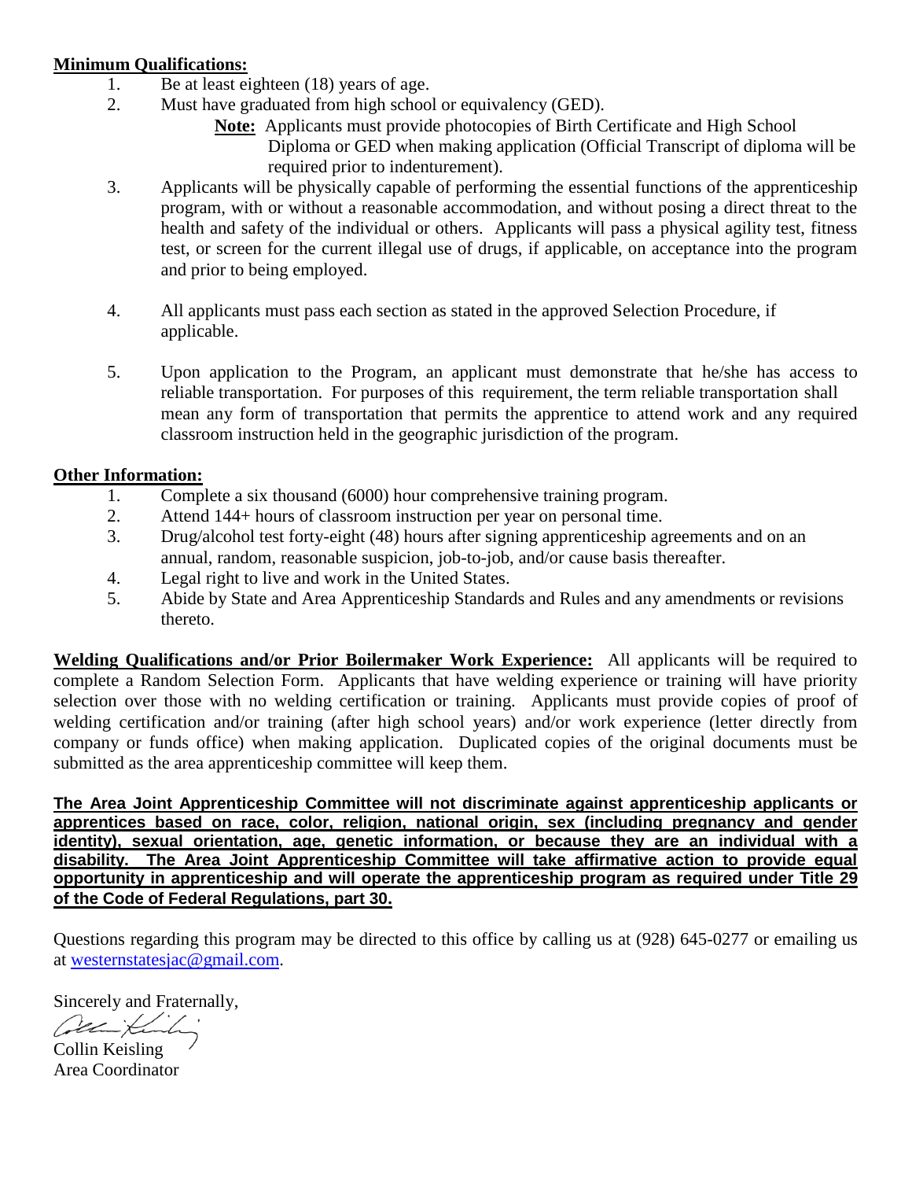**Minimum Qualifications:**

1. Be at least eighteen (18) years of age.
2. Must have graduated from high school or equivalency (GED).

   **Note:** Applicants must provide photocopies of Birth Certificate and High School Diploma or GED when making application (Official Transcript of diploma will be required prior to indenturement).

3. Applicants will be physically capable of performing the essential functions of the apprenticeship program, with or without a reasonable accommodation, and without posing a direct threat to the health and safety of the individual or others. Applicants will pass a physical agility test, fitness test, or screen for the current illegal use of drugs, if applicable, on acceptance into the program and prior to being employed.

4. All applicants must pass each section as stated in the approved Selection Procedure, if applicable.

5. Upon application to the Program, an applicant must demonstrate that he/she has access to reliable transportation. For purposes of this requirement, the term reliable transportation shall mean any form of transportation that permits the apprentice to attend work and any required classroom instruction held in the geographic jurisdiction of the program.

**Other Information:**

1. Complete a six thousand (6000) hour comprehensive training program.
2. Attend 144+ hours of classroom instruction per year on personal time.
3. Drug/alcohol test forty-eight (48) hours after signing apprenticeship agreements and on an annual, random, reasonable suspicion, job-to-job, and/or cause basis thereafter.
4. Legal right to live and work in the United States.
5. Abide by State and Area Apprenticeship Standards and Rules and any amendments or revisions thereto.

**Welding Qualifications and/or Prior Boilermaker Work Experience:** All applicants will be required to complete a Random Selection Form. Applicants that have welding experience or training will have priority selection over those with no welding certification or training. Applicants must provide copies of proof of welding certification and/or training (after high school years) and/or work experience (letter directly from company or funds office) when making application. Duplicated copies of the original documents must be submitted as the area apprenticeship committee will keep them.

**The Area Joint Apprenticeship Committee will not discriminate against apprenticeship applicants or apprentices based on race, color, religion, national origin, sex (including pregnancy and gender identity), sexual orientation, age, genetic information, or because they are an individual with a disability. The Area Joint Apprenticeship Committee will take affirmative action to provide equal opportunity in apprenticeship and will operate the apprenticeship program as required under Title 29 of the Code of Federal Regulations, part 30.**

Questions regarding this program may be directed to this office by calling us at (928) 645-0277 or emailing us at westernstatesjac@gmail.com.

Sincerely and Fraternally,

Collin Keisling
Area Coordinator